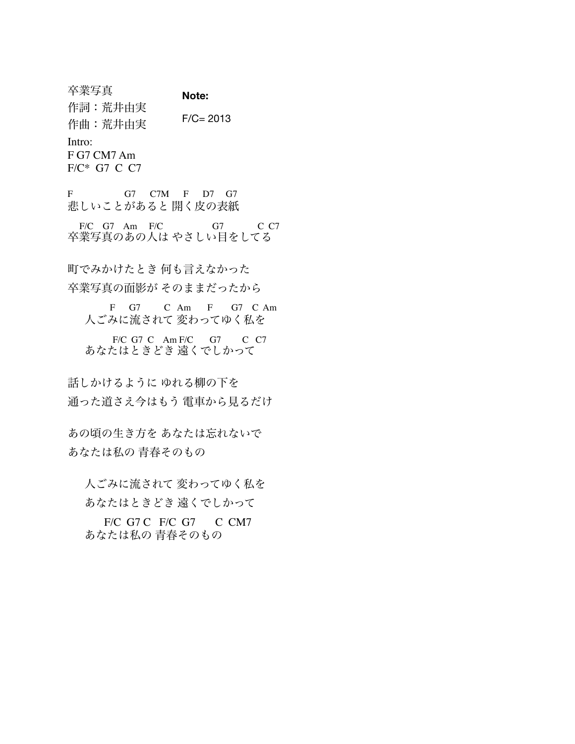卒業写真
作詞：荒井由実
作曲：荒井由実

**Note:**

F/C= 2013

Intro:
F G7 CM7 Am
F/C* G7 C C7

```
F                G7    C7M    F    D7    G7
悲しいことがあると 開く皮の表紙

  F/C  G7  Am   F/C              G7          C  C7
卒業写真のあの人は やさしい目をしてる
```

町でみかけたとき 何も言えなかった
卒業写真の面影が そのままだったから

```
        F    G7       C  Am     F     G7  C  Am
    人ごみに流されて 変わってゆく私を

         F/C  G7  C   Am F/C     G7       C  C7
    あなたはときどき 遠くでしかって
```

話しかけるように ゆれる柳の下を
通った道さえ今はもう 電車から見るだけ

あの頃の生き方を あなたは忘れないで
あなたは私の 青春そのもの

人ごみに流されて 変わってゆく私を
あなたはときどき 遠くでしかって

```
      F/C  G7 C   F/C  G7      C  CM7
    あなたは私の 青春そのもの
```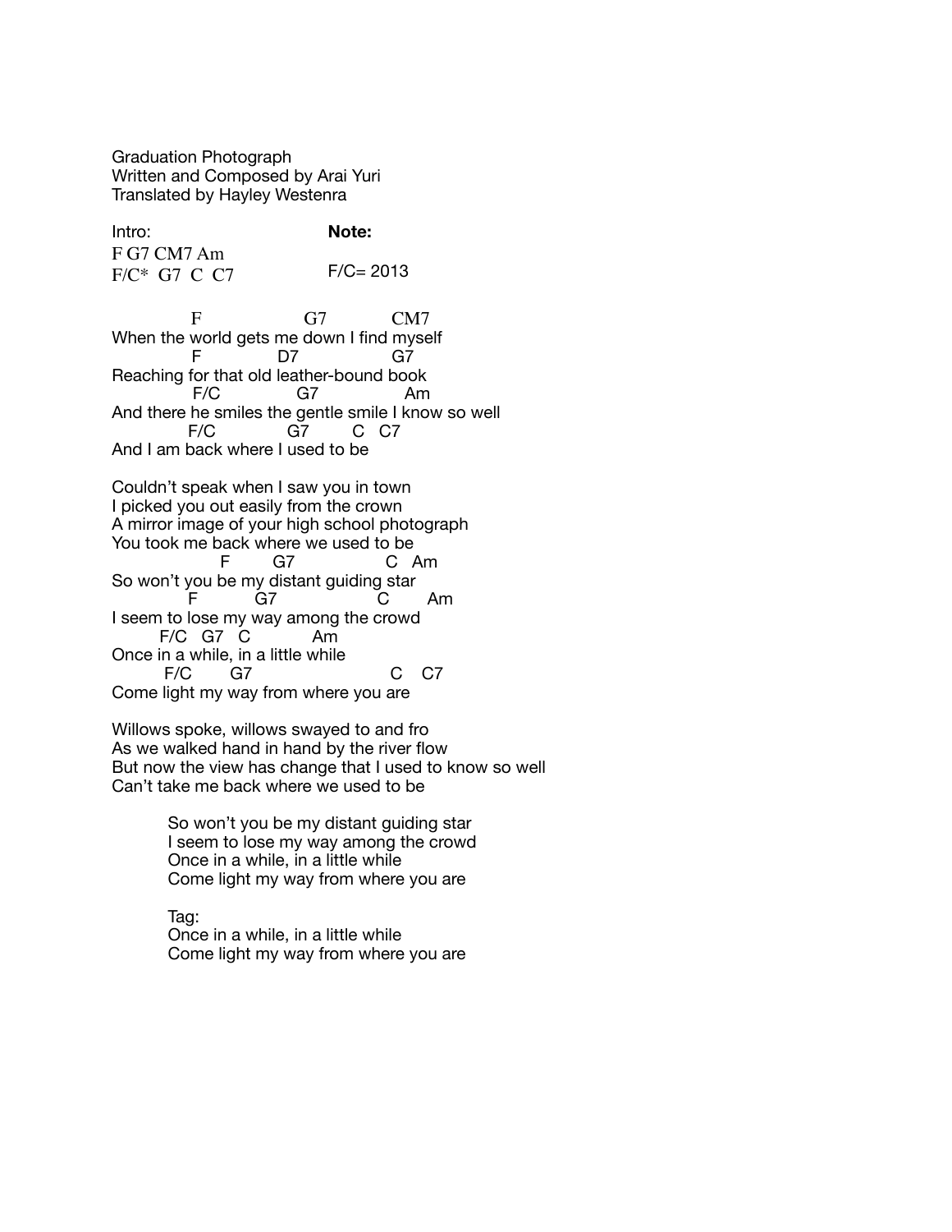Graduation Photograph
Written and Composed by Arai Yuri
Translated by Hayley Westenra

Intro:
F G7 CM7 Am
F/C* G7 C C7

**Note:**

F/C= 2013

```
            F                  G7           CM7
When the world gets me down I find myself
            F              D7                 G7
Reaching for that old leather-bound book
            F/C              G7                Am
And there he smiles the gentle smile I know so well
           F/C              G7        C   C7
And I am back where I used to be
```

Couldn't speak when I saw you in town
I picked you out easily from the crown
A mirror image of your high school photograph
You took me back where we used to be

```
                    F        G7                  C   Am
So won't you be my distant guiding star
           F          G7                    C       Am
I seem to lose my way among the crowd
       F/C   G7   C            Am
Once in a while, in a little while
        F/C       G7                          C    C7
Come light my way from where you are
```

Willows spoke, willows swayed to and fro
As we walked hand in hand by the river flow
But now the view has change that I used to know so well
Can't take me back where we used to be

So won't you be my distant guiding star
I seem to lose my way among the crowd
Once in a while, in a little while
Come light my way from where you are

Tag:
Once in a while, in a little while
Come light my way from where you are